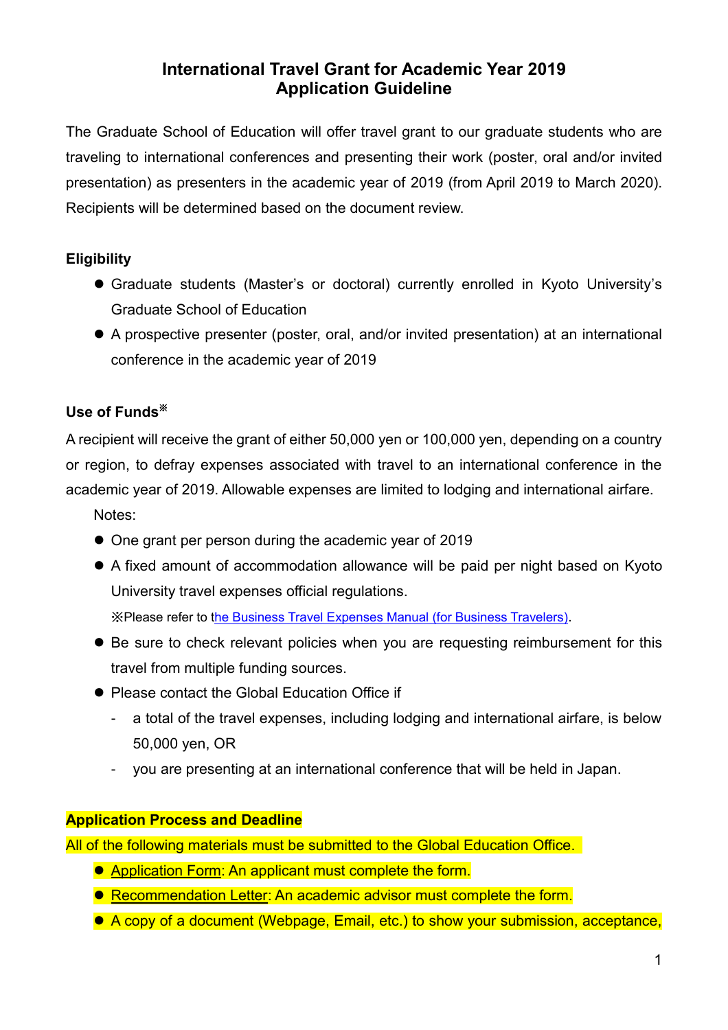# International Travel Grant for Academic Year 2019
# Application Guideline

The Graduate School of Education will offer travel grant to our graduate students who are traveling to international conferences and presenting their work (poster, oral and/or invited presentation) as presenters in the academic year of 2019 (from April 2019 to March 2020). Recipients will be determined based on the document review.

**Eligibility**

- Graduate students (Master's or doctoral) currently enrolled in Kyoto University's Graduate School of Education
- A prospective presenter (poster, oral, and/or invited presentation) at an international conference in the academic year of 2019

**Use of Funds**※

A recipient will receive the grant of either 50,000 yen or 100,000 yen, depending on a country or region, to defray expenses associated with travel to an international conference in the academic year of 2019. Allowable expenses are limited to lodging and international airfare.

Notes:

- One grant per person during the academic year of 2019
- A fixed amount of accommodation allowance will be paid per night based on Kyoto University travel expenses official regulations.

  ※Please refer to the Business Travel Expenses Manual (for Business Travelers).
- Be sure to check relevant policies when you are requesting reimbursement for this travel from multiple funding sources.
- Please contact the Global Education Office if
  - a total of the travel expenses, including lodging and international airfare, is below 50,000 yen, OR
  - you are presenting at an international conference that will be held in Japan.

**Application Process and Deadline**

All of the following materials must be submitted to the Global Education Office.

- Application Form: An applicant must complete the form.
- Recommendation Letter: An academic advisor must complete the form.
- A copy of a document (Webpage, Email, etc.) to show your submission, acceptance,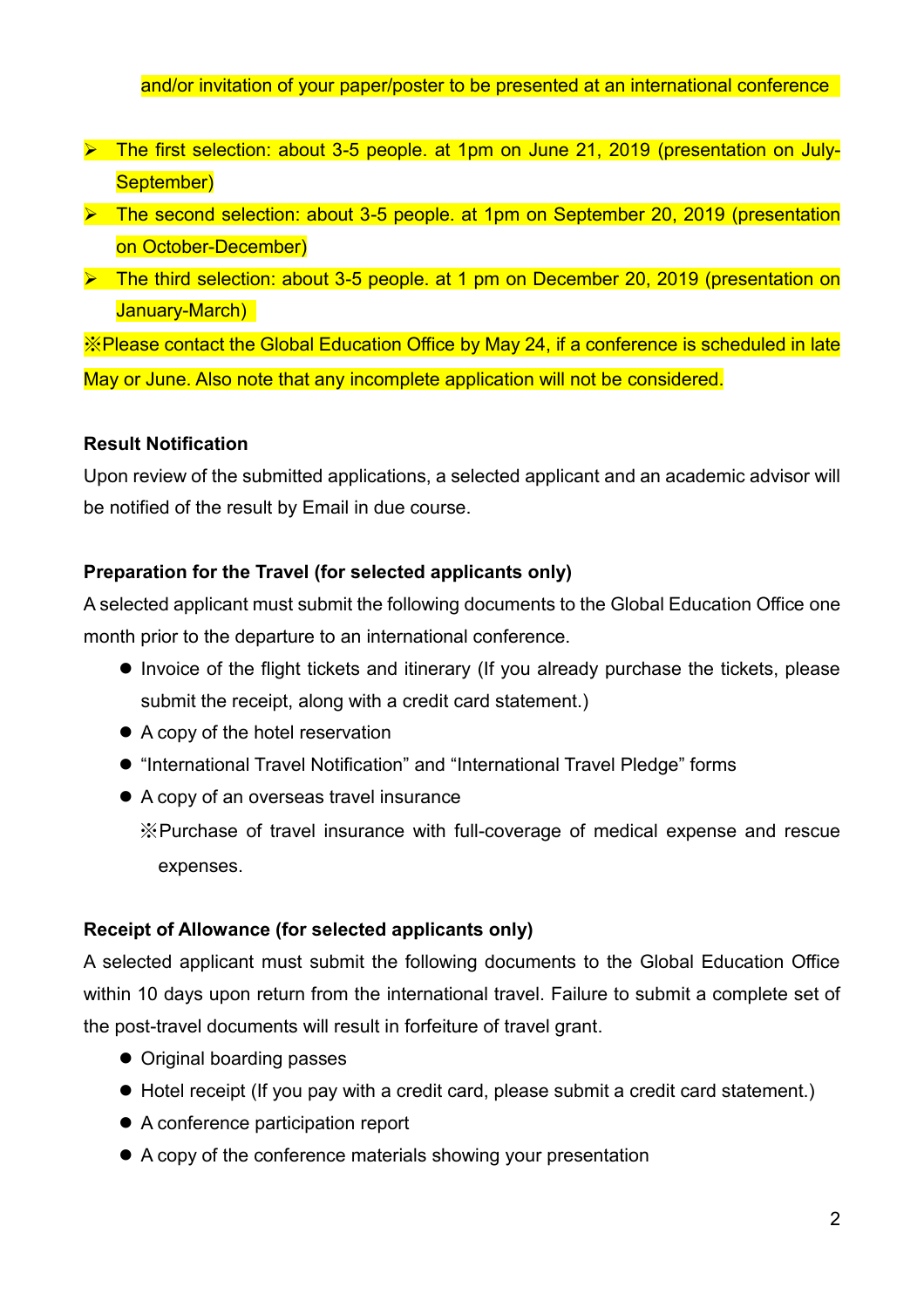and/or invitation of your paper/poster to be presented at an international conference

- The first selection: about 3-5 people. at 1pm on June 21, 2019 (presentation on July-September)
- The second selection: about 3-5 people. at 1pm on September 20, 2019 (presentation on October-December)
- The third selection: about 3-5 people. at 1 pm on December 20, 2019 (presentation on January-March)

※Please contact the Global Education Office by May 24, if a conference is scheduled in late May or June. Also note that any incomplete application will not be considered.

**Result Notification**

Upon review of the submitted applications, a selected applicant and an academic advisor will be notified of the result by Email in due course.

**Preparation for the Travel (for selected applicants only)**

A selected applicant must submit the following documents to the Global Education Office one month prior to the departure to an international conference.

- Invoice of the flight tickets and itinerary (If you already purchase the tickets, please submit the receipt, along with a credit card statement.)
- A copy of the hotel reservation
- "International Travel Notification" and "International Travel Pledge" forms
- A copy of an overseas travel insurance
  ※Purchase of travel insurance with full-coverage of medical expense and rescue expenses.

**Receipt of Allowance (for selected applicants only)**

A selected applicant must submit the following documents to the Global Education Office within 10 days upon return from the international travel. Failure to submit a complete set of the post-travel documents will result in forfeiture of travel grant.

- Original boarding passes
- Hotel receipt (If you pay with a credit card, please submit a credit card statement.)
- A conference participation report
- A copy of the conference materials showing your presentation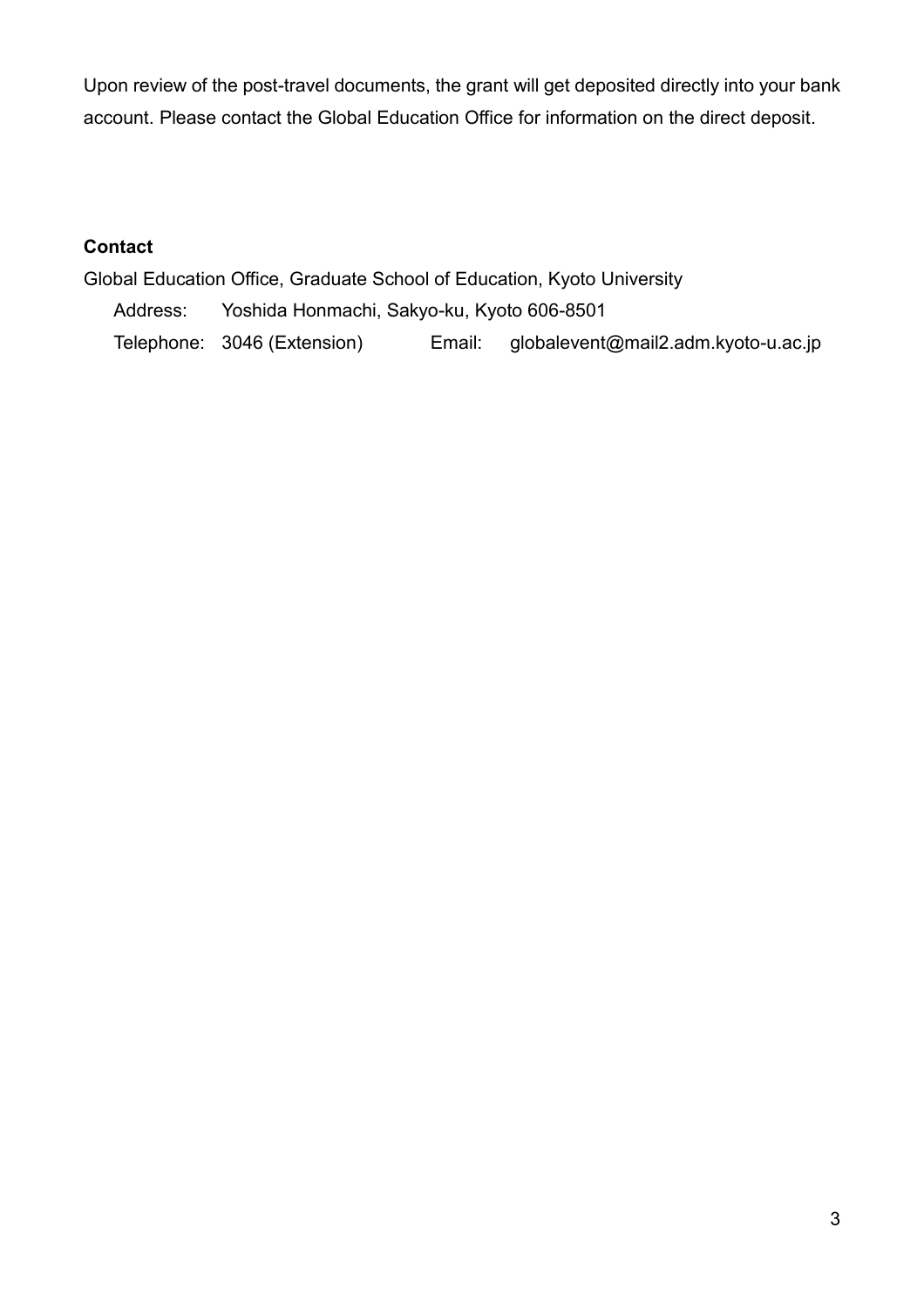Upon review of the post-travel documents, the grant will get deposited directly into your bank account. Please contact the Global Education Office for information on the direct deposit.

**Contact**

Global Education Office, Graduate School of Education, Kyoto University

Address: Yoshida Honmachi, Sakyo-ku, Kyoto 606-8501

Telephone: 3046 (Extension) Email: globalevent@mail2.adm.kyoto-u.ac.jp